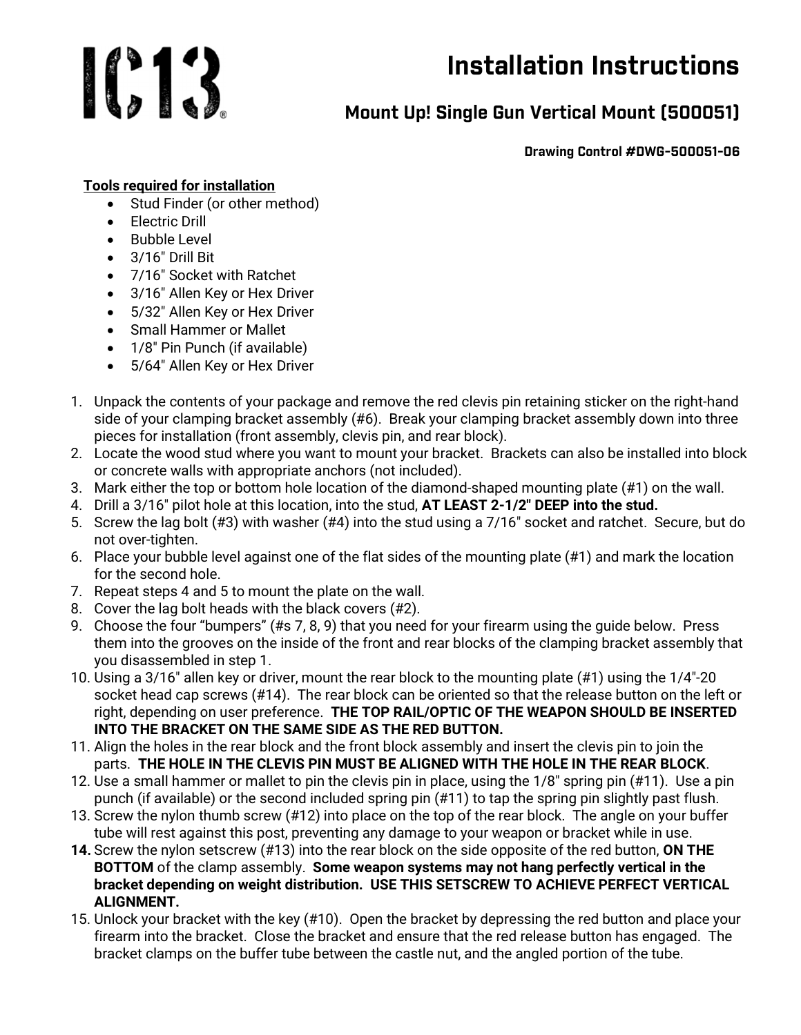# IC13

# Installation Instructions

## Mount Up! Single Gun Vertical Mount (500051)

**Drawing Control #DWG-500051-06**

**Tools required for installation**

- Stud Finder (or other method)
- Electric Drill
- Bubble Level
- 3/16" Drill Bit
- 7/16" Socket with Ratchet
- 3/16" Allen Key or Hex Driver
- 5/32" Allen Key or Hex Driver
- Small Hammer or Mallet
- 1/8" Pin Punch (if available)
- 5/64" Allen Key or Hex Driver

1. Unpack the contents of your package and remove the red clevis pin retaining sticker on the right-hand side of your clamping bracket assembly (#6). Break your clamping bracket assembly down into three pieces for installation (front assembly, clevis pin, and rear block).
2. Locate the wood stud where you want to mount your bracket. Brackets can also be installed into block or concrete walls with appropriate anchors (not included).
3. Mark either the top or bottom hole location of the diamond-shaped mounting plate (#1) on the wall.
4. Drill a 3/16" pilot hole at this location, into the stud, **AT LEAST 2-1/2" DEEP into the stud.**
5. Screw the lag bolt (#3) with washer (#4) into the stud using a 7/16" socket and ratchet. Secure, but do not over-tighten.
6. Place your bubble level against one of the flat sides of the mounting plate (#1) and mark the location for the second hole.
7. Repeat steps 4 and 5 to mount the plate on the wall.
8. Cover the lag bolt heads with the black covers (#2).
9. Choose the four "bumpers" (#s 7, 8, 9) that you need for your firearm using the guide below. Press them into the grooves on the inside of the front and rear blocks of the clamping bracket assembly that you disassembled in step 1.
10. Using a 3/16" allen key or driver, mount the rear block to the mounting plate (#1) using the 1/4"-20 socket head cap screws (#14). The rear block can be oriented so that the release button on the left or right, depending on user preference. **THE TOP RAIL/OPTIC OF THE WEAPON SHOULD BE INSERTED INTO THE BRACKET ON THE SAME SIDE AS THE RED BUTTON.**
11. Align the holes in the rear block and the front block assembly and insert the clevis pin to join the parts. **THE HOLE IN THE CLEVIS PIN MUST BE ALIGNED WITH THE HOLE IN THE REAR BLOCK**.
12. Use a small hammer or mallet to pin the clevis pin in place, using the 1/8" spring pin (#11). Use a pin punch (if available) or the second included spring pin (#11) to tap the spring pin slightly past flush.
13. Screw the nylon thumb screw (#12) into place on the top of the rear block. The angle on your buffer tube will rest against this post, preventing any damage to your weapon or bracket while in use.
14. Screw the nylon setscrew (#13) into the rear block on the side opposite of the red button, **ON THE BOTTOM** of the clamp assembly. **Some weapon systems may not hang perfectly vertical in the bracket depending on weight distribution. USE THIS SETSCREW TO ACHIEVE PERFECT VERTICAL ALIGNMENT.**
15. Unlock your bracket with the key (#10). Open the bracket by depressing the red button and place your firearm into the bracket. Close the bracket and ensure that the red release button has engaged. The bracket clamps on the buffer tube between the castle nut, and the angled portion of the tube.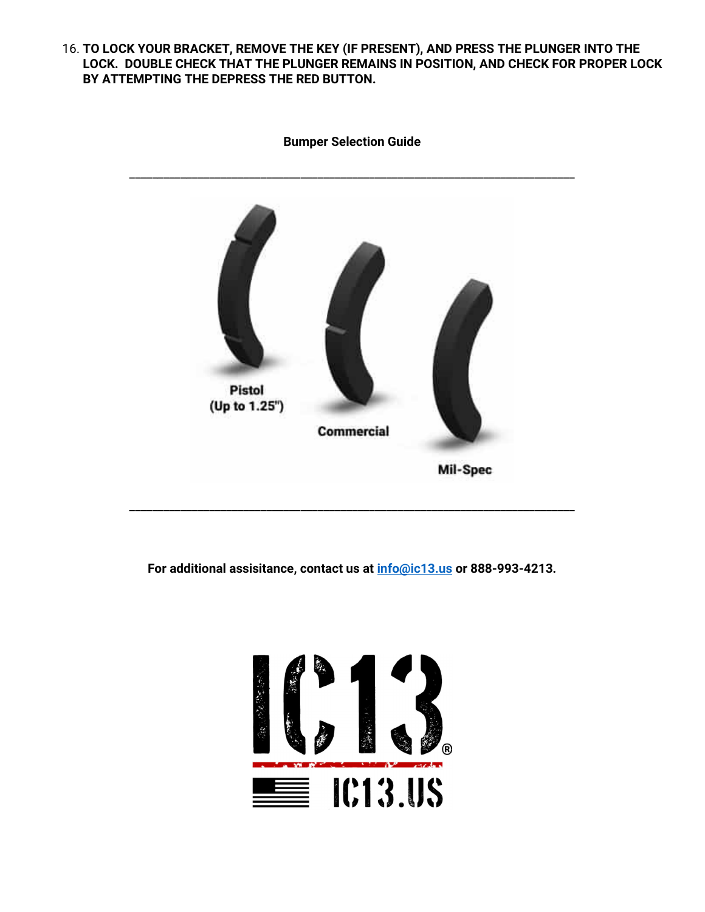16. **TO LOCK YOUR BRACKET, REMOVE THE KEY (IF PRESENT), AND PRESS THE PLUNGER INTO THE LOCK. DOUBLE CHECK THAT THE PLUNGER REMAINS IN POSITION, AND CHECK FOR PROPER LOCK BY ATTEMPTING THE DEPRESS THE RED BUTTON.**

**Bumper Selection Guide**

---

Pistol (Up to 1.25")

Commercial

Mil-Spec

---

**For additional assisitance, contact us at [info@ic13.us](mailto:info@ic13.us) or 888-993-4213.**

IC13®

IC13.US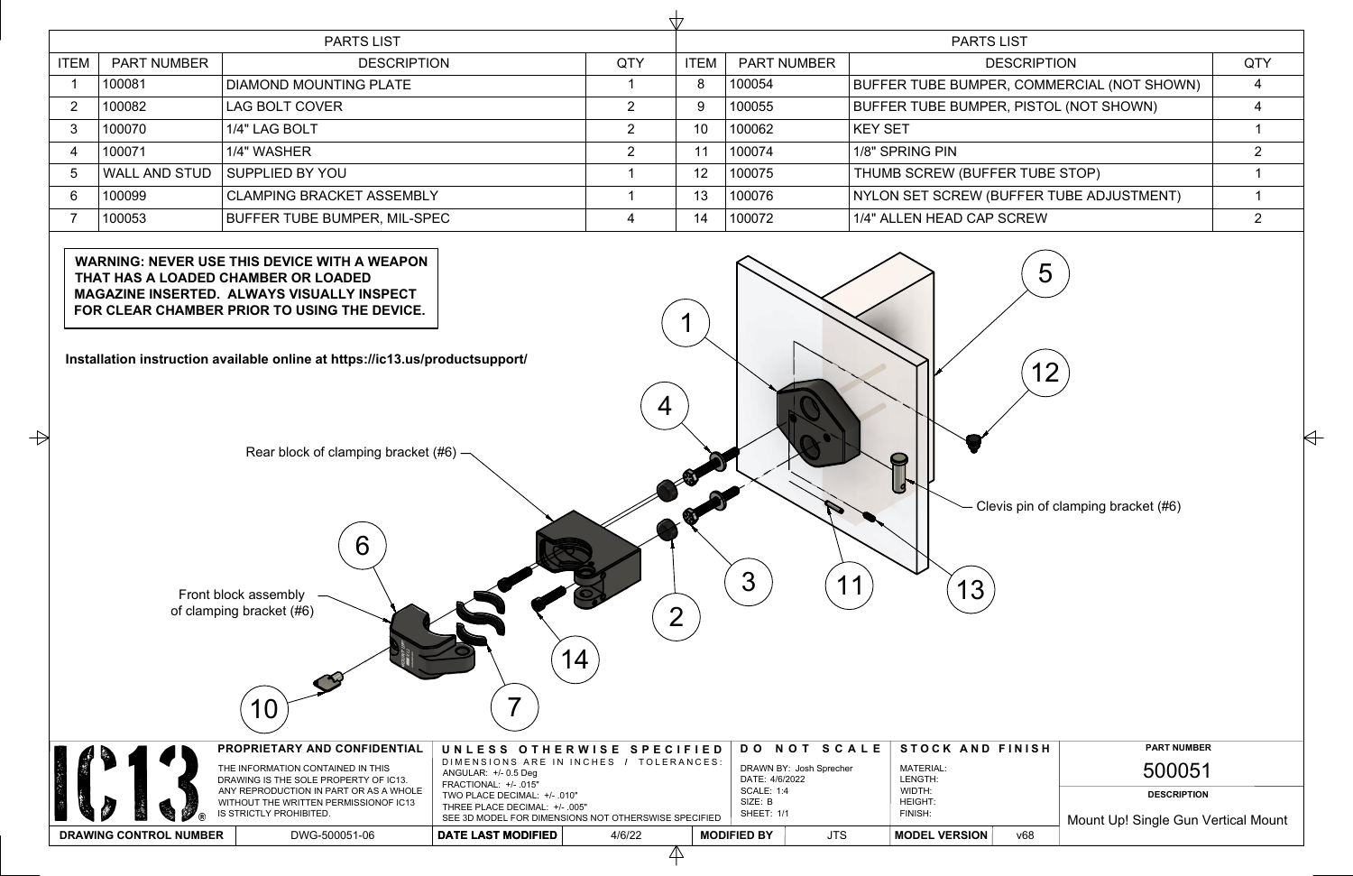## PARTS LIST

| ITEM | PART NUMBER | DESCRIPTION | QTY |
|---|---|---|---|
| 1 | 100081 | DIAMOND MOUNTING PLATE | 1 |
| 2 | 100082 | LAG BOLT COVER | 2 |
| 3 | 100070 | 1/4" LAG BOLT | 2 |
| 4 | 100071 | 1/4" WASHER | 2 |
| 5 | WALL AND STUD | SUPPLIED BY YOU | 1 |
| 6 | 100099 | CLAMPING BRACKET ASSEMBLY | 1 |
| 7 | 100053 | BUFFER TUBE BUMPER, MIL-SPEC | 4 |
| 8 | 100054 | BUFFER TUBE BUMPER, COMMERCIAL (NOT SHOWN) | 4 |
| 9 | 100055 | BUFFER TUBE BUMPER, PISTOL (NOT SHOWN) | 4 |
| 10 | 100062 | KEY SET | 1 |
| 11 | 100074 | 1/8" SPRING PIN | 2 |
| 12 | 100075 | THUMB SCREW (BUFFER TUBE STOP) | 1 |
| 13 | 100076 | NYLON SET SCREW (BUFFER TUBE ADJUSTMENT) | 1 |
| 14 | 100072 | 1/4" ALLEN HEAD CAP SCREW | 2 |

**WARNING: NEVER USE THIS DEVICE WITH A WEAPON THAT HAS A LOADED CHAMBER OR LOADED MAGAZINE INSERTED. ALWAYS VISUALLY INSPECT FOR CLEAR CHAMBER PRIOR TO USING THE DEVICE.**

**Installation instruction available online at https://ic13.us/productsupport/**

Rear block of clamping bracket (#6)

Front block assembly of clamping bracket (#6)

Clevis pin of clamping bracket (#6)

1 2 3 4 5 6 7 10 11 12 13 14

IC13®

**PROPRIETARY AND CONFIDENTIAL**

THE INFORMATION CONTAINED IN THIS DRAWING IS THE SOLE PROPERTY OF IC13. ANY REPRODUCTION IN PART OR AS A WHOLE WITHOUT THE WRITTEN PERMISSIONOF IC13 IS STRICTLY PROHIBITED.

**UNLESS OTHERWISE SPECIFIED**

DIMENSIONS ARE IN INCHES / TOLERANCES:
ANGULAR: +/- 0.5 Deg
FRACTIONAL: +/- .015"
TWO PLACE DECIMAL: +/- .010"
THREE PLACE DECIMAL: +/- .005"
SEE 3D MODEL FOR DIMENSIONS NOT OTHERSWISE SPECIFIED

**DO NOT SCALE**

DRAWN BY: Josh Sprecher
DATE: 4/6/2022
SCALE: 1:4
SIZE: B
SHEET: 1/1

**STOCK AND FINISH**

MATERIAL:
LENGTH:
WIDTH:
HEIGHT:
FINISH:

**PART NUMBER**

500051

**DESCRIPTION**

Mount Up! Single Gun Vertical Mount

| DRAWING CONTROL NUMBER | DWG-500051-06 | DATE LAST MODIFIED | 4/6/22 | MODIFIED BY | JTS | MODEL VERSION | v68 |
|---|---|---|---|---|---|---|---|